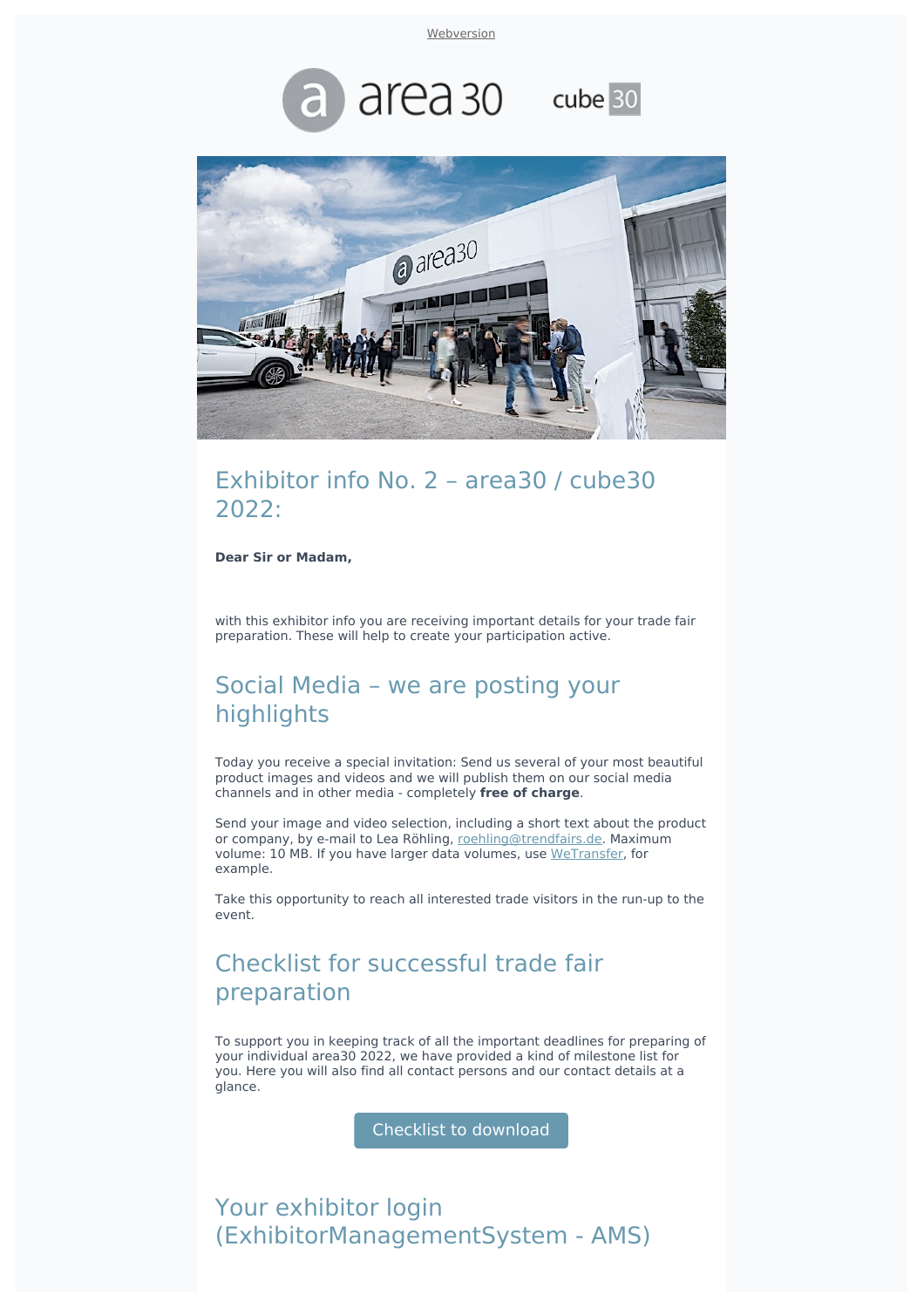Webversion

area30 cube30

## Exhibitor info No. 2 – area30 / cube30 2022:

**Dear Sir or Madam,**

with this exhibitor info you are receiving important details for your trade fair preparation. These will help to create your participation active.

## Social Media – we are posting your highlights

Today you receive a special invitation: Send us several of your most beautiful product images and videos and we will publish them on our social media channels and in other media - completely **free of charge**.

Send your image and video selection, including a short text about the product or company, by e-mail to Lea Röhling, roehling@trendfairs.de. Maximum volume: 10 MB. If you have larger data volumes, use WeTransfer, for example.

Take this opportunity to reach all interested trade visitors in the run-up to the event.

## Checklist for successful trade fair preparation

To support you in keeping track of all the important deadlines for preparing of your individual area30 2022, we have provided a kind of milestone list for you. Here you will also find all contact persons and our contact details at a glance.

Checklist to download

## Your exhibitor login (ExhibitorManagementSystem - AMS)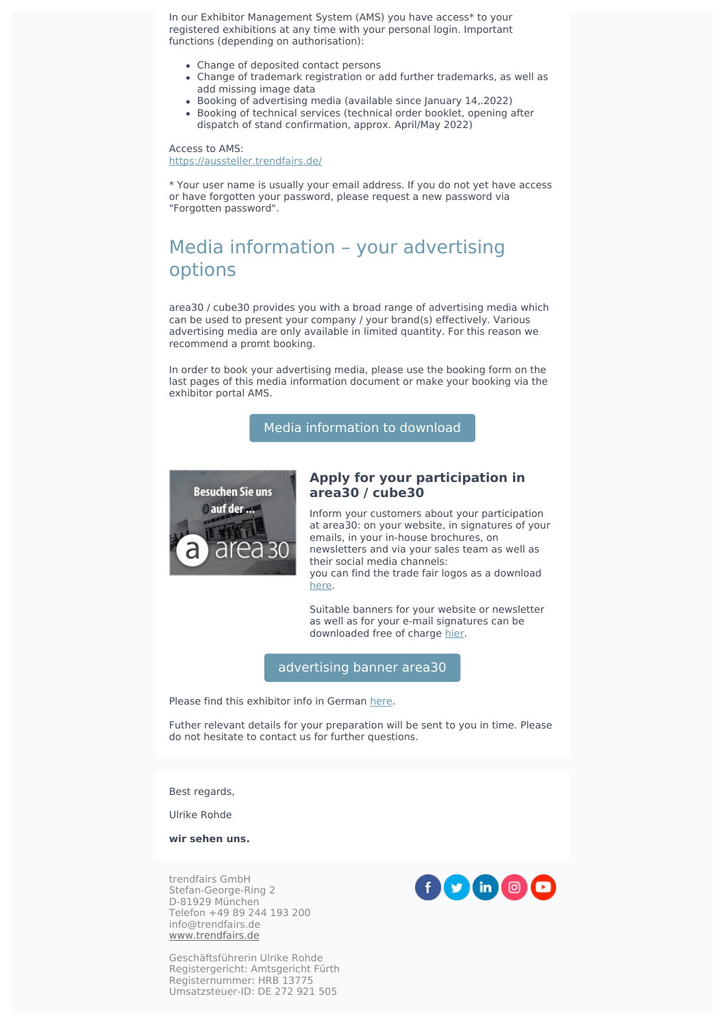In our Exhibitor Management System (AMS) you have access* to your registered exhibitions at any time with your personal login. Important functions (depending on authorisation):

- Change of deposited contact persons
- Change of trademark registration or add further trademarks, as well as add missing image data
- Booking of advertising media (available since January 14,.2022)
- Booking of technical services (technical order booklet, opening after dispatch of stand confirmation, approx. April/May 2022)

Access to AMS:
https://aussteller.trendfairs.de/

* Your user name is usually your email address. If you do not yet have access or have forgotten your password, please request a new password via "Forgotten password".

## Media information – your advertising options

area30 / cube30 provides you with a broad range of advertising media which can be used to present your company / your brand(s) effectively. Various advertising media are only available in limited quantity. For this reason we recommend a promt booking.

In order to book your advertising media, please use the booking form on the last pages of this media information document or make your booking via the exhibitor portal AMS.

Media information to download

### Apply for your participation in area30 / cube30

Inform your customers about your participation at area30: on your website, in signatures of your emails, in your in-house brochures, on newsletters and via your sales team as well as their social media channels:
you can find the trade fair logos as a download here.

Suitable banners for your website or newsletter as well as for your e-mail signatures can be downloaded free of charge hier.

advertising banner area30

Please find this exhibitor info in German here.

Futher relevant details for your preparation will be sent to you in time. Please do not hesitate to contact us for further questions.

Best regards,

Ulrike Rohde

**wir sehen uns.**

trendfairs GmbH
Stefan-George-Ring 2
D-81929 München
Telefon +49 89 244 193 200
info@trendfairs.de
www.trendfairs.de

Geschäftsführerin Ulrike Rohde
Registergericht: Amtsgericht Fürth
Registernummer: HRB 13775
Umsatzsteuer-ID: DE 272 921 505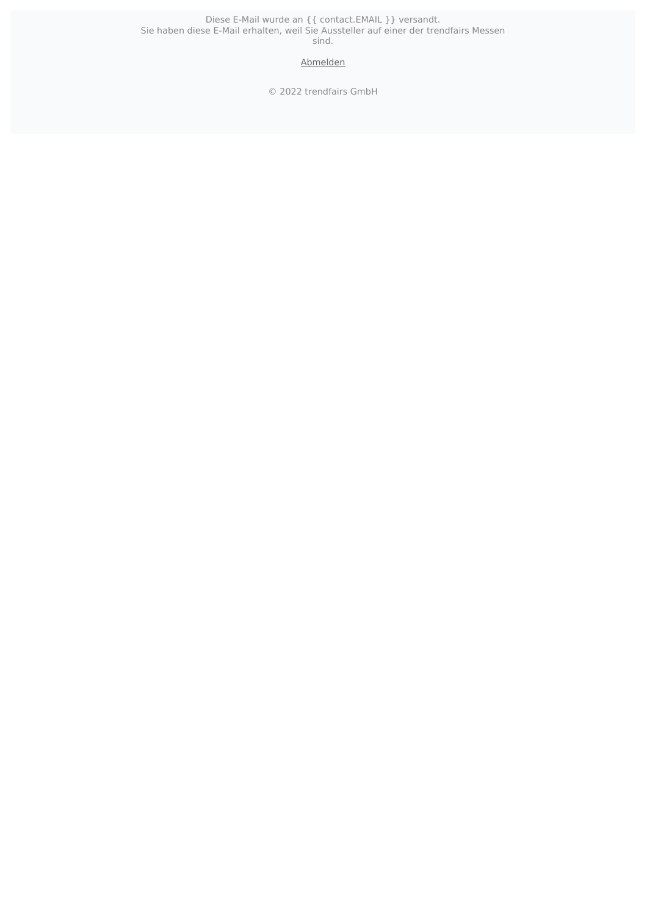Diese E-Mail wurde an {{ contact.EMAIL }} versandt.
Sie haben diese E-Mail erhalten, weil Sie Aussteller auf einer der trendfairs Messen sind.

Abmelden

© 2022 trendfairs GmbH